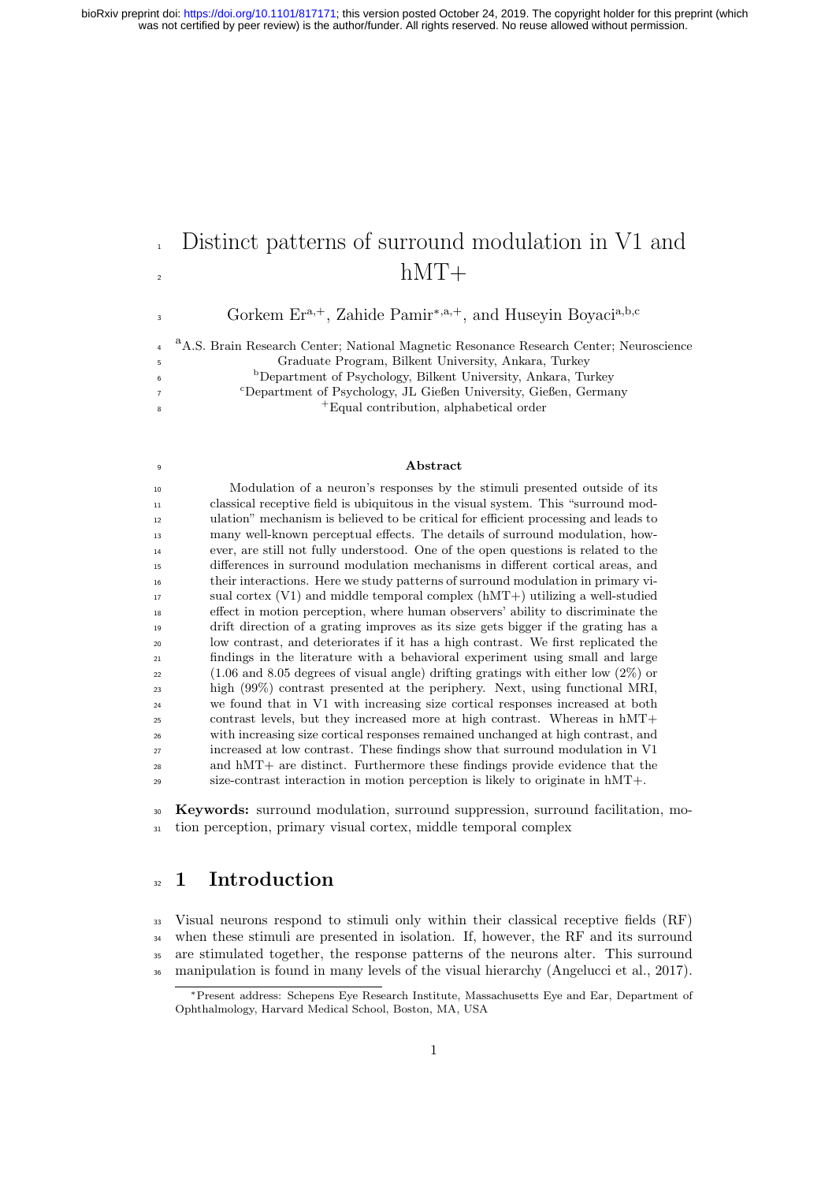# Distinct patterns of surround modulation in V1 and hMT+

Gorkem Er[a,+], Zahide Pamir[*,a,+], and Huseyin Boyaci[a,b,c]

[a]A.S. Brain Research Center; National Magnetic Resonance Research Center; Neuroscience Graduate Program, Bilkent University, Ankara, Turkey
[b]Department of Psychology, Bilkent University, Ankara, Turkey
[c]Department of Psychology, JL Gießen University, Gießen, Germany
[+]Equal contribution, alphabetical order

### Abstract

Modulation of a neuron's responses by the stimuli presented outside of its classical receptive field is ubiquitous in the visual system. This "surround modulation" mechanism is believed to be critical for efficient processing and leads to many well-known perceptual effects. The details of surround modulation, however, are still not fully understood. One of the open questions is related to the differences in surround modulation mechanisms in different cortical areas, and their interactions. Here we study patterns of surround modulation in primary visual cortex (V1) and middle temporal complex (hMT+) utilizing a well-studied effect in motion perception, where human observers' ability to discriminate the drift direction of a grating improves as its size gets bigger if the grating has a low contrast, and deteriorates if it has a high contrast. We first replicated the findings in the literature with a behavioral experiment using small and large (1.06 and 8.05 degrees of visual angle) drifting gratings with either low (2%) or high (99%) contrast presented at the periphery. Next, using functional MRI, we found that in V1 with increasing size cortical responses increased at both contrast levels, but they increased more at high contrast. Whereas in hMT+ with increasing size cortical responses remained unchanged at high contrast, and increased at low contrast. These findings show that surround modulation in V1 and hMT+ are distinct. Furthermore these findings provide evidence that the size-contrast interaction in motion perception is likely to originate in hMT+.

**Keywords:** surround modulation, surround suppression, surround facilitation, motion perception, primary visual cortex, middle temporal complex

## 1 Introduction

Visual neurons respond to stimuli only within their classical receptive fields (RF) when these stimuli are presented in isolation. If, however, the RF and its surround are stimulated together, the response patterns of the neurons alter. This surround manipulation is found in many levels of the visual hierarchy (Angelucci et al., 2017).

---

*Present address: Schepens Eye Research Institute, Massachusetts Eye and Ear, Department of Ophthalmology, Harvard Medical School, Boston, MA, USA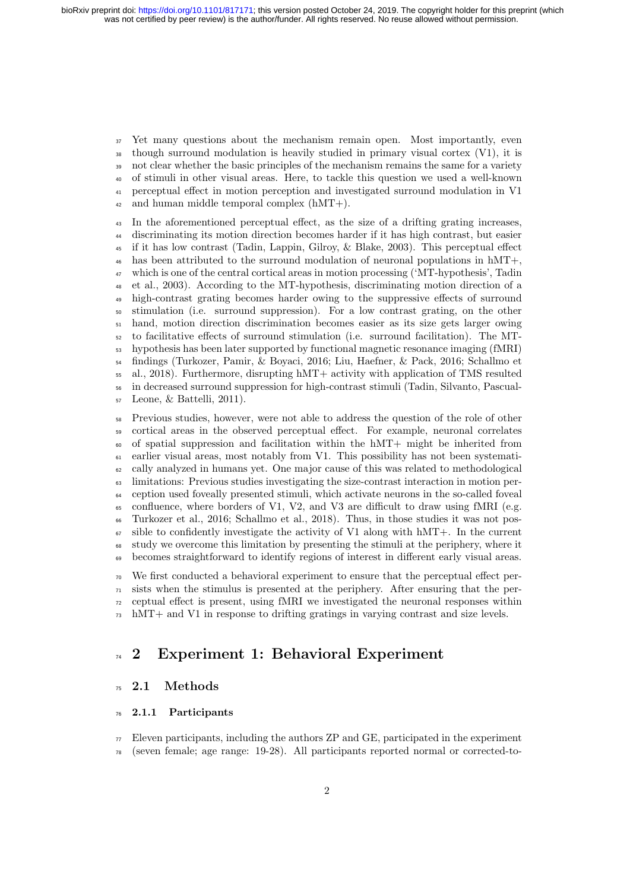Yet many questions about the mechanism remain open. Most importantly, even though surround modulation is heavily studied in primary visual cortex (V1), it is not clear whether the basic principles of the mechanism remains the same for a variety of stimuli in other visual areas. Here, to tackle this question we used a well-known perceptual effect in motion perception and investigated surround modulation in V1 and human middle temporal complex (hMT+).

In the aforementioned perceptual effect, as the size of a drifting grating increases, discriminating its motion direction becomes harder if it has high contrast, but easier if it has low contrast (Tadin, Lappin, Gilroy, & Blake, 2003). This perceptual effect has been attributed to the surround modulation of neuronal populations in hMT+, which is one of the central cortical areas in motion processing ('MT-hypothesis', Tadin et al., 2003). According to the MT-hypothesis, discriminating motion direction of a high-contrast grating becomes harder owing to the suppressive effects of surround stimulation (i.e. surround suppression). For a low contrast grating, on the other hand, motion direction discrimination becomes easier as its size gets larger owing to facilitative effects of surround stimulation (i.e. surround facilitation). The MT-hypothesis has been later supported by functional magnetic resonance imaging (fMRI) findings (Turkozer, Pamir, & Boyaci, 2016; Liu, Haefner, & Pack, 2016; Schallmo et al., 2018). Furthermore, disrupting hMT+ activity with application of TMS resulted in decreased surround suppression for high-contrast stimuli (Tadin, Silvanto, Pascual-Leone, & Battelli, 2011).

Previous studies, however, were not able to address the question of the role of other cortical areas in the observed perceptual effect. For example, neuronal correlates of spatial suppression and facilitation within the hMT+ might be inherited from earlier visual areas, most notably from V1. This possibility has not been systematically analyzed in humans yet. One major cause of this was related to methodological limitations: Previous studies investigating the size-contrast interaction in motion perception used foveally presented stimuli, which activate neurons in the so-called foveal confluence, where borders of V1, V2, and V3 are difficult to draw using fMRI (e.g. Turkozer et al., 2016; Schallmo et al., 2018). Thus, in those studies it was not possible to confidently investigate the activity of V1 along with hMT+. In the current study we overcome this limitation by presenting the stimuli at the periphery, where it becomes straightforward to identify regions of interest in different early visual areas.

We first conducted a behavioral experiment to ensure that the perceptual effect persists when the stimulus is presented at the periphery. After ensuring that the perceptual effect is present, using fMRI we investigated the neuronal responses within hMT+ and V1 in response to drifting gratings in varying contrast and size levels.

# 2 Experiment 1: Behavioral Experiment

## 2.1 Methods

### 2.1.1 Participants

Eleven participants, including the authors ZP and GE, participated in the experiment (seven female; age range: 19-28). All participants reported normal or corrected-to-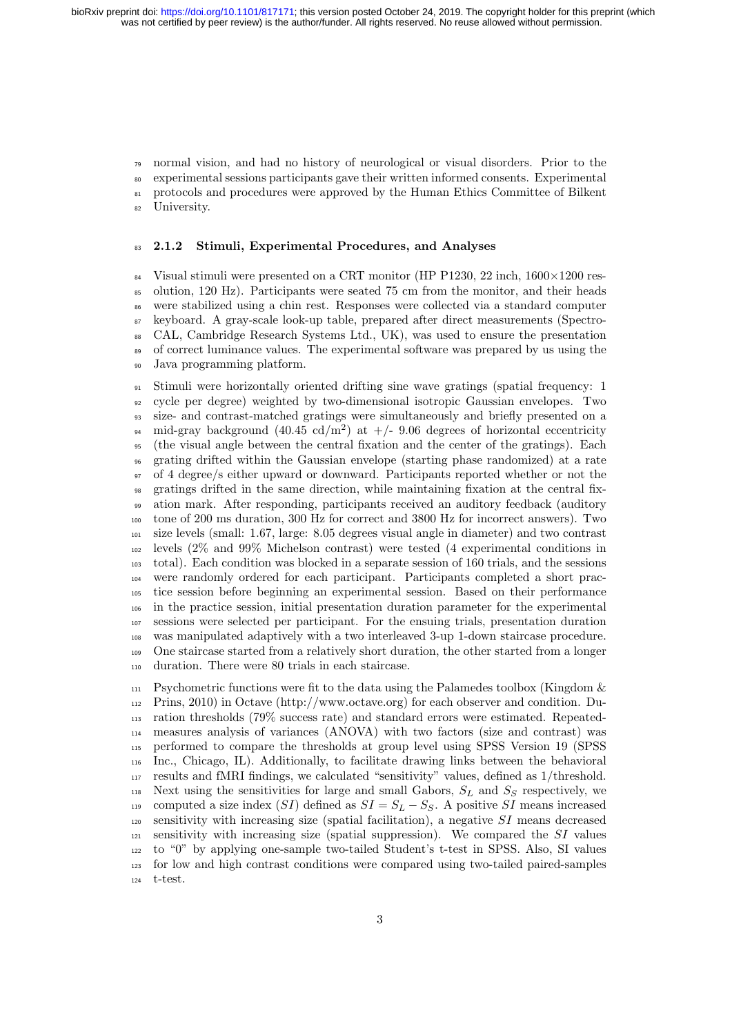normal vision, and had no history of neurological or visual disorders. Prior to the experimental sessions participants gave their written informed consents. Experimental protocols and procedures were approved by the Human Ethics Committee of Bilkent University.

### 2.1.2 Stimuli, Experimental Procedures, and Analyses

Visual stimuli were presented on a CRT monitor (HP P1230, 22 inch, 1600×1200 resolution, 120 Hz). Participants were seated 75 cm from the monitor, and their heads were stabilized using a chin rest. Responses were collected via a standard computer keyboard. A gray-scale look-up table, prepared after direct measurements (SpectroCAL, Cambridge Research Systems Ltd., UK), was used to ensure the presentation of correct luminance values. The experimental software was prepared by us using the Java programming platform.

Stimuli were horizontally oriented drifting sine wave gratings (spatial frequency: 1 cycle per degree) weighted by two-dimensional isotropic Gaussian envelopes. Two size- and contrast-matched gratings were simultaneously and briefly presented on a mid-gray background (40.45 cd/m$^2$) at +/- 9.06 degrees of horizontal eccentricity (the visual angle between the central fixation and the center of the gratings). Each grating drifted within the Gaussian envelope (starting phase randomized) at a rate of 4 degree/s either upward or downward. Participants reported whether or not the gratings drifted in the same direction, while maintaining fixation at the central fixation mark. After responding, participants received an auditory feedback (auditory tone of 200 ms duration, 300 Hz for correct and 3800 Hz for incorrect answers). Two size levels (small: 1.67, large: 8.05 degrees visual angle in diameter) and two contrast levels (2% and 99% Michelson contrast) were tested (4 experimental conditions in total). Each condition was blocked in a separate session of 160 trials, and the sessions were randomly ordered for each participant. Participants completed a short practice session before beginning an experimental session. Based on their performance in the practice session, initial presentation duration parameter for the experimental sessions were selected per participant. For the ensuing trials, presentation duration was manipulated adaptively with a two interleaved 3-up 1-down staircase procedure. One staircase started from a relatively short duration, the other started from a longer duration. There were 80 trials in each staircase.

Psychometric functions were fit to the data using the Palamedes toolbox (Kingdom & Prins, 2010) in Octave (http://www.octave.org) for each observer and condition. Duration thresholds (79% success rate) and standard errors were estimated. Repeated-measures analysis of variances (ANOVA) with two factors (size and contrast) was performed to compare the thresholds at group level using SPSS Version 19 (SPSS Inc., Chicago, IL). Additionally, to facilitate drawing links between the behavioral results and fMRI findings, we calculated "sensitivity" values, defined as 1/threshold. Next using the sensitivities for large and small Gabors, $S_L$ and $S_S$ respectively, we computed a size index ($SI$) defined as $SI = S_L - S_S$. A positive $SI$ means increased sensitivity with increasing size (spatial facilitation), a negative $SI$ means decreased sensitivity with increasing size (spatial suppression). We compared the $SI$ values to "0" by applying one-sample two-tailed Student's t-test in SPSS. Also, SI values for low and high contrast conditions were compared using two-tailed paired-samples t-test.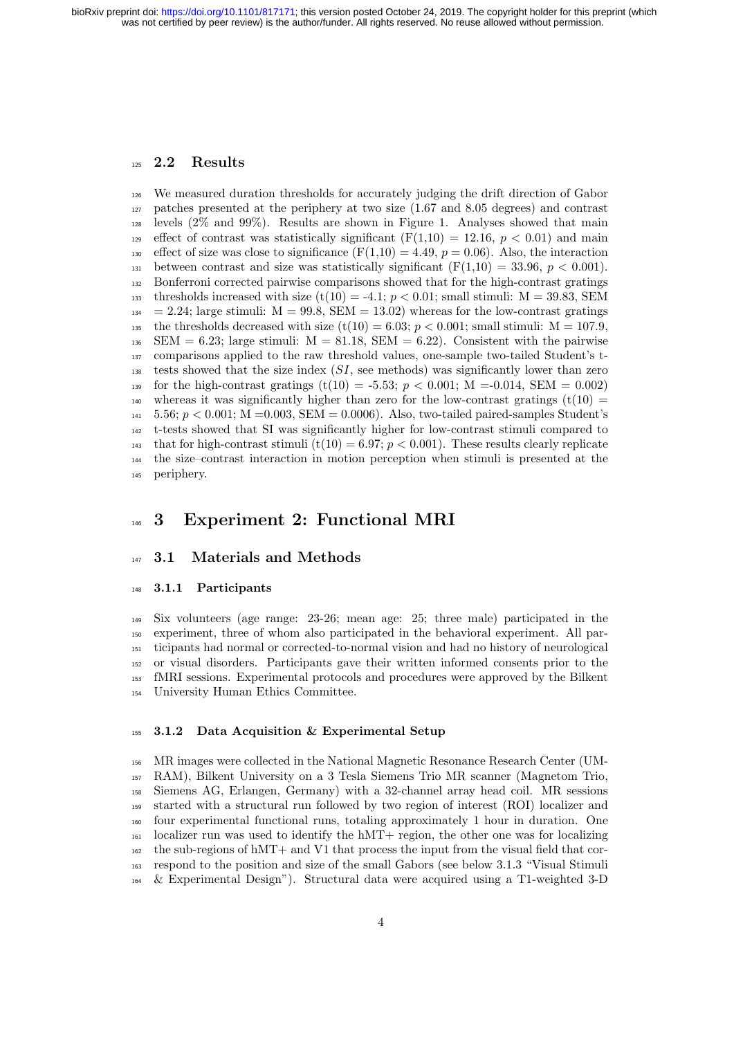## 2.2 Results

We measured duration thresholds for accurately judging the drift direction of Gabor patches presented at the periphery at two size (1.67 and 8.05 degrees) and contrast levels (2% and 99%). Results are shown in Figure 1. Analyses showed that main effect of contrast was statistically significant ($F(1,10) = 12.16$, $p < 0.01$) and main effect of size was close to significance ($F(1,10) = 4.49$, $p = 0.06$). Also, the interaction between contrast and size was statistically significant ($F(1,10) = 33.96$, $p < 0.001$). Bonferroni corrected pairwise comparisons showed that for the high-contrast gratings thresholds increased with size ($t(10) = -4.1$; $p < 0.01$; small stimuli: $M = 39.83$, $SEM = 2.24$; large stimuli: $M = 99.8$, $SEM = 13.02$) whereas for the low-contrast gratings the thresholds decreased with size ($t(10) = 6.03$; $p < 0.001$; small stimuli: $M = 107.9$, $SEM = 6.23$; large stimuli: $M = 81.18$, $SEM = 6.22$). Consistent with the pairwise comparisons applied to the raw threshold values, one-sample two-tailed Student's t-tests showed that the size index ($SI$, see methods) was significantly lower than zero for the high-contrast gratings ($t(10) = -5.53$; $p < 0.001$; $M = -0.014$, $SEM = 0.002$) whereas it was significantly higher than zero for the low-contrast gratings ($t(10) = 5.56$; $p < 0.001$; $M = 0.003$, $SEM = 0.0006$). Also, two-tailed paired-samples Student's t-tests showed that SI was significantly higher for low-contrast stimuli compared to that for high-contrast stimuli ($t(10) = 6.97$; $p < 0.001$). These results clearly replicate the size–contrast interaction in motion perception when stimuli is presented at the periphery.

# 3 Experiment 2: Functional MRI

## 3.1 Materials and Methods

### 3.1.1 Participants

Six volunteers (age range: 23-26; mean age: 25; three male) participated in the experiment, three of whom also participated in the behavioral experiment. All participants had normal or corrected-to-normal vision and had no history of neurological or visual disorders. Participants gave their written informed consents prior to the fMRI sessions. Experimental protocols and procedures were approved by the Bilkent University Human Ethics Committee.

### 3.1.2 Data Acquisition & Experimental Setup

MR images were collected in the National Magnetic Resonance Research Center (UMRAM), Bilkent University on a 3 Tesla Siemens Trio MR scanner (Magnetom Trio, Siemens AG, Erlangen, Germany) with a 32-channel array head coil. MR sessions started with a structural run followed by two region of interest (ROI) localizer and four experimental functional runs, totaling approximately 1 hour in duration. One localizer run was used to identify the hMT+ region, the other one was for localizing the sub-regions of hMT+ and V1 that process the input from the visual field that correspond to the position and size of the small Gabors (see below 3.1.3 "Visual Stimuli & Experimental Design"). Structural data were acquired using a T1-weighted 3-D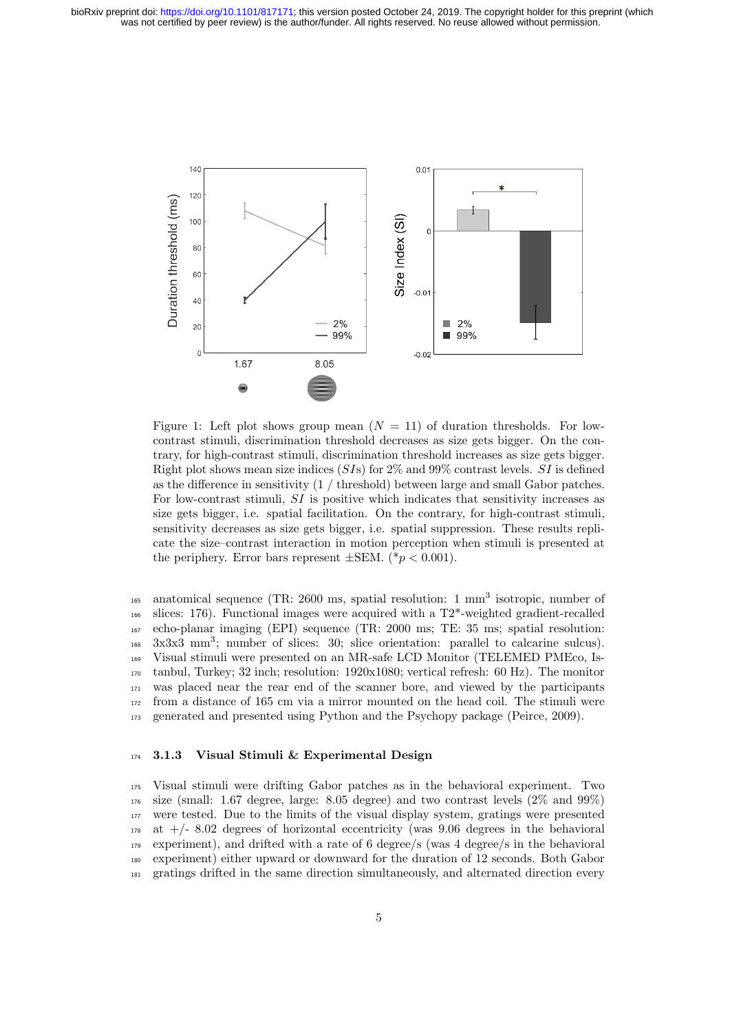140
120
100
80
60
40
20
0

Duration threshold (ms)

2%
99%

1.67
8.05

0.01
0
-0.01
-0.02

Size Index (SI)

*

2%
99%

Figure 1: Left plot shows group mean ($N = 11$) of duration thresholds. For low-contrast stimuli, discrimination threshold decreases as size gets bigger. On the contrary, for high-contrast stimuli, discrimination threshold increases as size gets bigger. Right plot shows mean size indices ($SI$s) for 2% and 99% contrast levels. $SI$ is defined as the difference in sensitivity (1 / threshold) between large and small Gabor patches. For low-contrast stimuli, $SI$ is positive which indicates that sensitivity increases as size gets bigger, i.e. spatial facilitation. On the contrary, for high-contrast stimuli, sensitivity decreases as size gets bigger, i.e. spatial suppression. These results replicate the size–contrast interaction in motion perception when stimuli is presented at the periphery. Error bars represent ±SEM. (*$p < 0.001$).

anatomical sequence (TR: 2600 ms, spatial resolution: 1 mm$^3$ isotropic, number of slices: 176). Functional images were acquired with a T2*-weighted gradient-recalled echo-planar imaging (EPI) sequence (TR: 2000 ms; TE: 35 ms; spatial resolution: 3x3x3 mm$^3$; number of slices: 30; slice orientation: parallel to calcarine sulcus). Visual stimuli were presented on an MR-safe LCD Monitor (TELEMED PMEco, Istanbul, Turkey; 32 inch; resolution: 1920x1080; vertical refresh: 60 Hz). The monitor was placed near the rear end of the scanner bore, and viewed by the participants from a distance of 165 cm via a mirror mounted on the head coil. The stimuli were generated and presented using Python and the Psychopy package (Peirce, 2009).

#### 3.1.3 Visual Stimuli & Experimental Design

Visual stimuli were drifting Gabor patches as in the behavioral experiment. Two size (small: 1.67 degree, large: 8.05 degree) and two contrast levels (2% and 99%) were tested. Due to the limits of the visual display system, gratings were presented at +/- 8.02 degrees of horizontal eccentricity (was 9.06 degrees in the behavioral experiment), and drifted with a rate of 6 degree/s (was 4 degree/s in the behavioral experiment) either upward or downward for the duration of 12 seconds. Both Gabor gratings drifted in the same direction simultaneously, and alternated direction every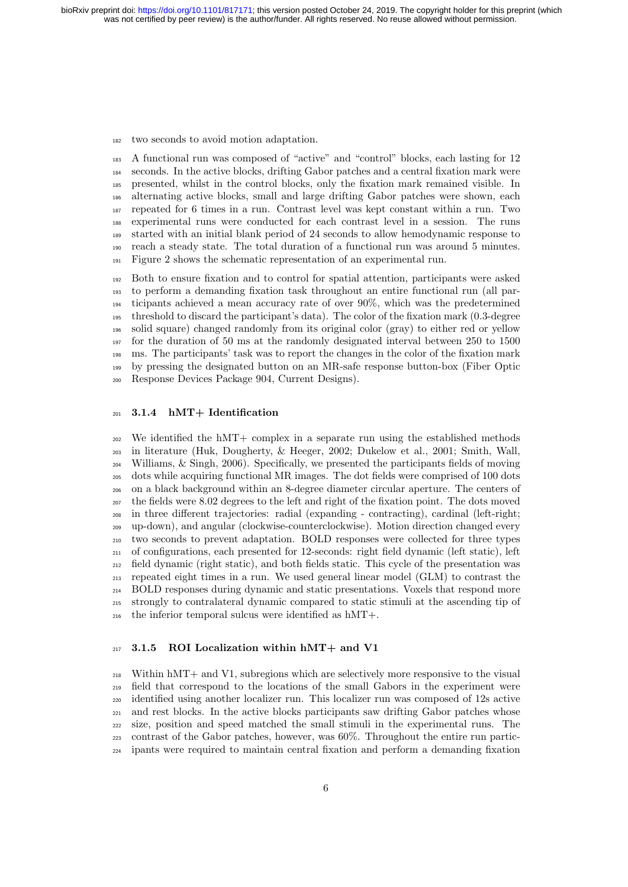two seconds to avoid motion adaptation.

A functional run was composed of "active" and "control" blocks, each lasting for 12 seconds. In the active blocks, drifting Gabor patches and a central fixation mark were presented, whilst in the control blocks, only the fixation mark remained visible. In alternating active blocks, small and large drifting Gabor patches were shown, each repeated for 6 times in a run. Contrast level was kept constant within a run. Two experimental runs were conducted for each contrast level in a session. The runs started with an initial blank period of 24 seconds to allow hemodynamic response to reach a steady state. The total duration of a functional run was around 5 minutes. Figure 2 shows the schematic representation of an experimental run.

Both to ensure fixation and to control for spatial attention, participants were asked to perform a demanding fixation task throughout an entire functional run (all participants achieved a mean accuracy rate of over 90%, which was the predetermined threshold to discard the participant's data). The color of the fixation mark (0.3-degree solid square) changed randomly from its original color (gray) to either red or yellow for the duration of 50 ms at the randomly designated interval between 250 to 1500 ms. The participants' task was to report the changes in the color of the fixation mark by pressing the designated button on an MR-safe response button-box (Fiber Optic Response Devices Package 904, Current Designs).

### 3.1.4 hMT+ Identification

We identified the hMT+ complex in a separate run using the established methods in literature (Huk, Dougherty, & Heeger, 2002; Dukelow et al., 2001; Smith, Wall, Williams, & Singh, 2006). Specifically, we presented the participants fields of moving dots while acquiring functional MR images. The dot fields were comprised of 100 dots on a black background within an 8-degree diameter circular aperture. The centers of the fields were 8.02 degrees to the left and right of the fixation point. The dots moved in three different trajectories: radial (expanding - contracting), cardinal (left-right; up-down), and angular (clockwise-counterclockwise). Motion direction changed every two seconds to prevent adaptation. BOLD responses were collected for three types of configurations, each presented for 12-seconds: right field dynamic (left static), left field dynamic (right static), and both fields static. This cycle of the presentation was repeated eight times in a run. We used general linear model (GLM) to contrast the BOLD responses during dynamic and static presentations. Voxels that respond more strongly to contralateral dynamic compared to static stimuli at the ascending tip of the inferior temporal sulcus were identified as hMT+.

### 3.1.5 ROI Localization within hMT+ and V1

Within hMT+ and V1, subregions which are selectively more responsive to the visual field that correspond to the locations of the small Gabors in the experiment were identified using another localizer run. This localizer run was composed of 12s active and rest blocks. In the active blocks participants saw drifting Gabor patches whose size, position and speed matched the small stimuli in the experimental runs. The contrast of the Gabor patches, however, was 60%. Throughout the entire run participants were required to maintain central fixation and perform a demanding fixation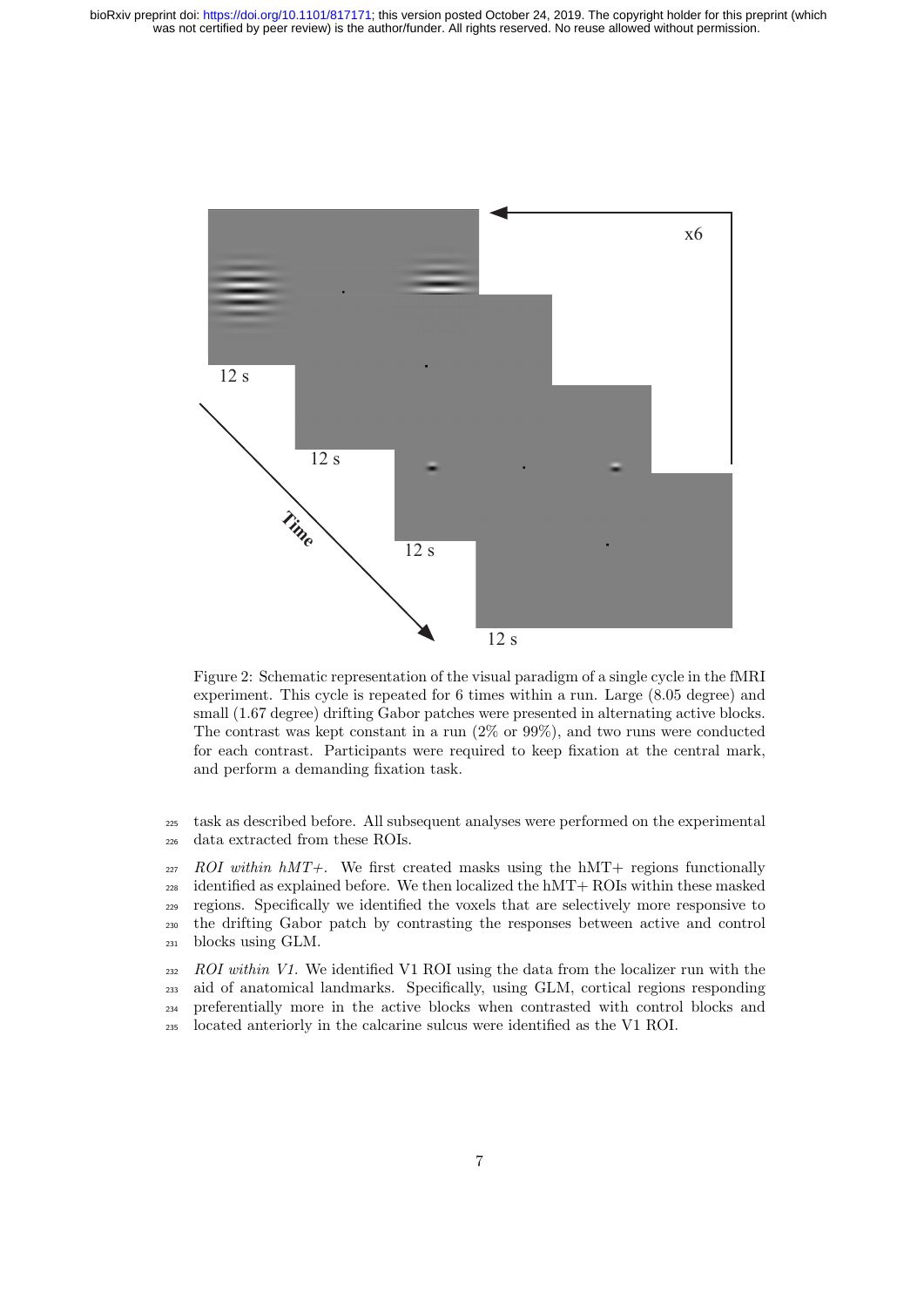x6

12 s

12 s

12 s

12 s

Time

Figure 2: Schematic representation of the visual paradigm of a single cycle in the fMRI experiment. This cycle is repeated for 6 times within a run. Large (8.05 degree) and small (1.67 degree) drifting Gabor patches were presented in alternating active blocks. The contrast was kept constant in a run (2% or 99%), and two runs were conducted for each contrast. Participants were required to keep fixation at the central mark, and perform a demanding fixation task.

task as described before. All subsequent analyses were performed on the experimental data extracted from these ROIs.

*ROI within hMT+.* We first created masks using the hMT+ regions functionally identified as explained before. We then localized the hMT+ ROIs within these masked regions. Specifically we identified the voxels that are selectively more responsive to the drifting Gabor patch by contrasting the responses between active and control blocks using GLM.

*ROI within V1.* We identified V1 ROI using the data from the localizer run with the aid of anatomical landmarks. Specifically, using GLM, cortical regions responding preferentially more in the active blocks when contrasted with control blocks and located anteriorly in the calcarine sulcus were identified as the V1 ROI.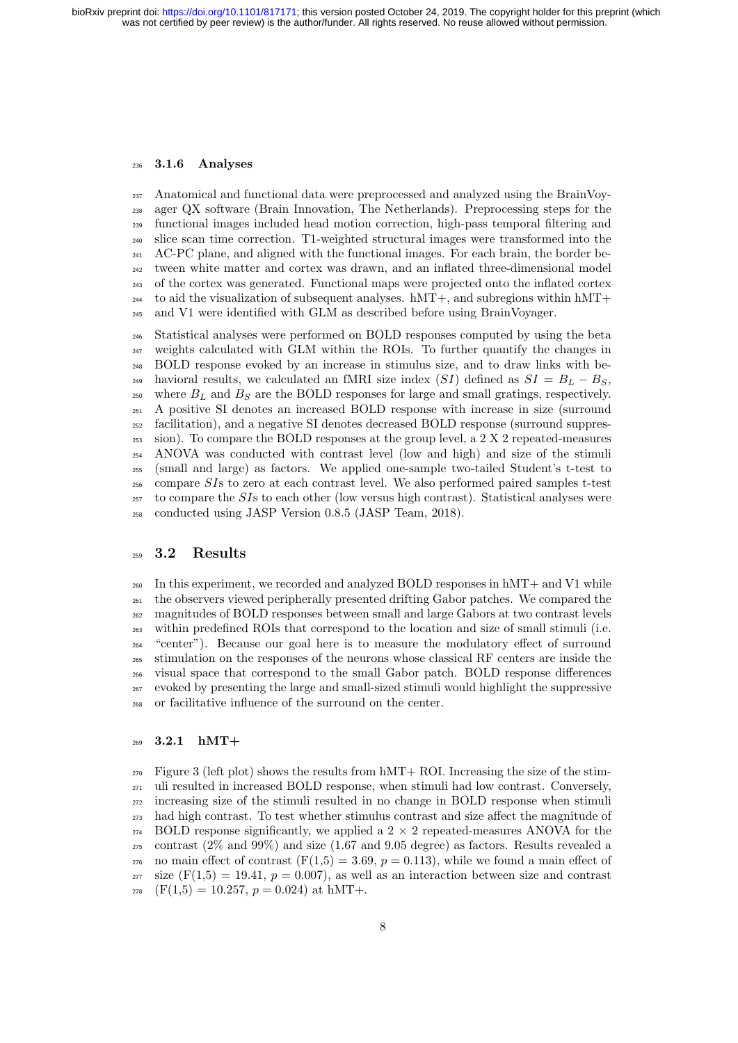### 3.1.6 Analyses

Anatomical and functional data were preprocessed and analyzed using the BrainVoyager QX software (Brain Innovation, The Netherlands). Preprocessing steps for the functional images included head motion correction, high-pass temporal filtering and slice scan time correction. T1-weighted structural images were transformed into the AC-PC plane, and aligned with the functional images. For each brain, the border between white matter and cortex was drawn, and an inflated three-dimensional model of the cortex was generated. Functional maps were projected onto the inflated cortex to aid the visualization of subsequent analyses. hMT+, and subregions within hMT+ and V1 were identified with GLM as described before using BrainVoyager.

Statistical analyses were performed on BOLD responses computed by using the beta weights calculated with GLM within the ROIs. To further quantify the changes in BOLD response evoked by an increase in stimulus size, and to draw links with behavioral results, we calculated an fMRI size index ($SI$) defined as $SI = B_L - B_S$, where $B_L$ and $B_S$ are the BOLD responses for large and small gratings, respectively. A positive SI denotes an increased BOLD response with increase in size (surround facilitation), and a negative SI denotes decreased BOLD response (surround suppression). To compare the BOLD responses at the group level, a 2 X 2 repeated-measures ANOVA was conducted with contrast level (low and high) and size of the stimuli (small and large) as factors. We applied one-sample two-tailed Student's t-test to compare $SI$s to zero at each contrast level. We also performed paired samples t-test to compare the $SI$s to each other (low versus high contrast). Statistical analyses were conducted using JASP Version 0.8.5 (JASP Team, 2018).

## 3.2 Results

In this experiment, we recorded and analyzed BOLD responses in hMT+ and V1 while the observers viewed peripherally presented drifting Gabor patches. We compared the magnitudes of BOLD responses between small and large Gabors at two contrast levels within predefined ROIs that correspond to the location and size of small stimuli (i.e. "center"). Because our goal here is to measure the modulatory effect of surround stimulation on the responses of the neurons whose classical RF centers are inside the visual space that correspond to the small Gabor patch. BOLD response differences evoked by presenting the large and small-sized stimuli would highlight the suppressive or facilitative influence of the surround on the center.

### 3.2.1 hMT+

Figure 3 (left plot) shows the results from hMT+ ROI. Increasing the size of the stimuli resulted in increased BOLD response, when stimuli had low contrast. Conversely, increasing size of the stimuli resulted in no change in BOLD response when stimuli had high contrast. To test whether stimulus contrast and size affect the magnitude of BOLD response significantly, we applied a $2 \times 2$ repeated-measures ANOVA for the contrast (2% and 99%) and size (1.67 and 9.05 degree) as factors. Results revealed a no main effect of contrast ($F(1,5) = 3.69$, $p = 0.113$), while we found a main effect of size ($F(1,5) = 19.41$, $p = 0.007$), as well as an interaction between size and contrast ($F(1,5) = 10.257$, $p = 0.024$) at hMT+.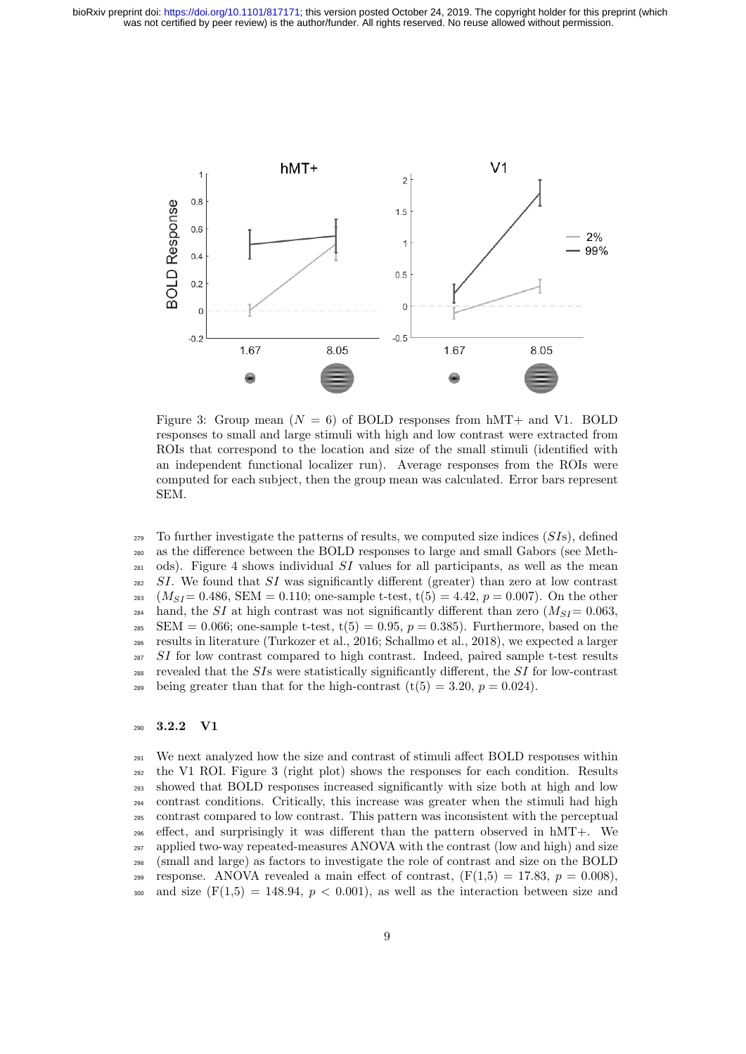hMT+

V1

BOLD Response

1
0.8
0.6
0.4
0.2
0
-0.2

2
1.5
1
0.5
0
-0.5

1.67
8.05

1.67
8.05

2%
99%

Figure 3: Group mean ($N = 6$) of BOLD responses from hMT+ and V1. BOLD responses to small and large stimuli with high and low contrast were extracted from ROIs that correspond to the location and size of the small stimuli (identified with an independent functional localizer run). Average responses from the ROIs were computed for each subject, then the group mean was calculated. Error bars represent SEM.

To further investigate the patterns of results, we computed size indices ($SI$s), defined as the difference between the BOLD responses to large and small Gabors (see Methods). Figure 4 shows individual $SI$ values for all participants, as well as the mean $SI$. We found that $SI$ was significantly different (greater) than zero at low contrast ($M_{SI}$= 0.486, SEM = 0.110; one-sample t-test, $t(5) = 4.42$, $p = 0.007$). On the other hand, the $SI$ at high contrast was not significantly different than zero ($M_{SI}$= 0.063, SEM = 0.066; one-sample t-test, $t(5) = 0.95$, $p = 0.385$). Furthermore, based on the results in literature (Turkozer et al., 2016; Schallmo et al., 2018), we expected a larger $SI$ for low contrast compared to high contrast. Indeed, paired sample t-test results revealed that the $SI$s were statistically significantly different, the $SI$ for low-contrast being greater than that for the high-contrast ($t(5) = 3.20$, $p = 0.024$).

### 3.2.2 V1

We next analyzed how the size and contrast of stimuli affect BOLD responses within the V1 ROI. Figure 3 (right plot) shows the responses for each condition. Results showed that BOLD responses increased significantly with size both at high and low contrast conditions. Critically, this increase was greater when the stimuli had high contrast compared to low contrast. This pattern was inconsistent with the perceptual effect, and surprisingly it was different than the pattern observed in hMT+. We applied two-way repeated-measures ANOVA with the contrast (low and high) and size (small and large) as factors to investigate the role of contrast and size on the BOLD response. ANOVA revealed a main effect of contrast, ($F(1,5) = 17.83$, $p = 0.008$), and size ($F(1,5) = 148.94$, $p < 0.001$), as well as the interaction between size and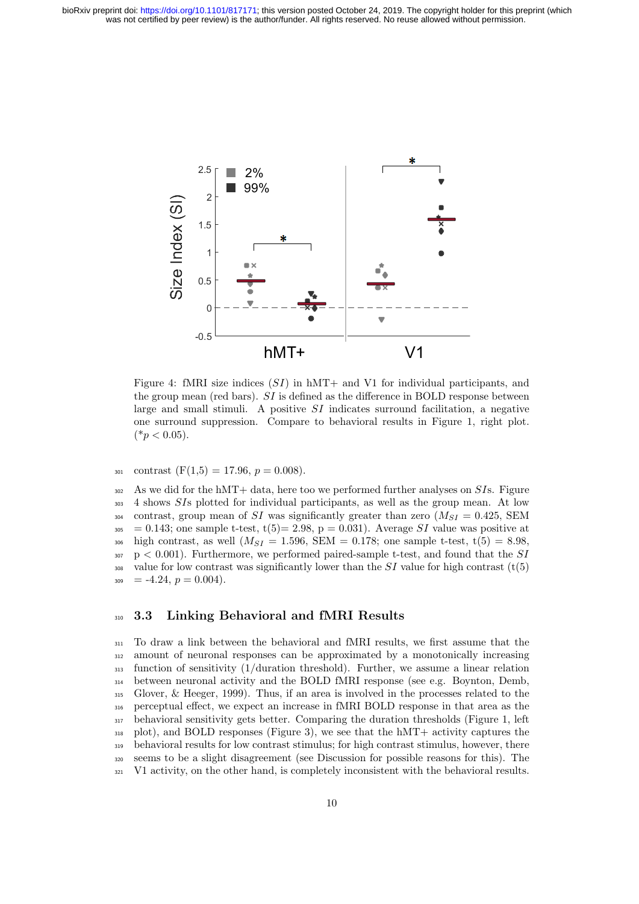2.5
2
1.5
1
0.5
0
-0.5
Size Index (SI)
2%
99%
*
*
hMT+
V1

Figure 4: fMRI size indices ($SI$) in hMT+ and V1 for individual participants, and the group mean (red bars). $SI$ is defined as the difference in BOLD response between large and small stimuli. A positive $SI$ indicates surround facilitation, a negative one surround suppression. Compare to behavioral results in Figure 1, right plot. ($^*p < 0.05$).

contrast ($F(1,5) = 17.96$, $p = 0.008$).

As we did for the hMT+ data, here too we performed further analyses on $SI$s. Figure 4 shows $SI$s plotted for individual participants, as well as the group mean. At low contrast, group mean of $SI$ was significantly greater than zero ($M_{SI} = 0.425$, SEM $= 0.143$; one sample t-test, $t(5) = 2.98$, $p = 0.031$). Average $SI$ value was positive at high contrast, as well ($M_{SI} = 1.596$, SEM $= 0.178$; one sample t-test, $t(5) = 8.98$, $p < 0.001$). Furthermore, we performed paired-sample t-test, and found that the $SI$ value for low contrast was significantly lower than the $SI$ value for high contrast ($t(5) = -4.24$, $p = 0.004$).

## 3.3 Linking Behavioral and fMRI Results

To draw a link between the behavioral and fMRI results, we first assume that the amount of neuronal responses can be approximated by a monotonically increasing function of sensitivity (1/duration threshold). Further, we assume a linear relation between neuronal activity and the BOLD fMRI response (see e.g. Boynton, Demb, Glover, & Heeger, 1999). Thus, if an area is involved in the processes related to the perceptual effect, we expect an increase in fMRI BOLD response in that area as the behavioral sensitivity gets better. Comparing the duration thresholds (Figure 1, left plot), and BOLD responses (Figure 3), we see that the hMT+ activity captures the behavioral results for low contrast stimulus; for high contrast stimulus, however, there seems to be a slight disagreement (see Discussion for possible reasons for this). The V1 activity, on the other hand, is completely inconsistent with the behavioral results.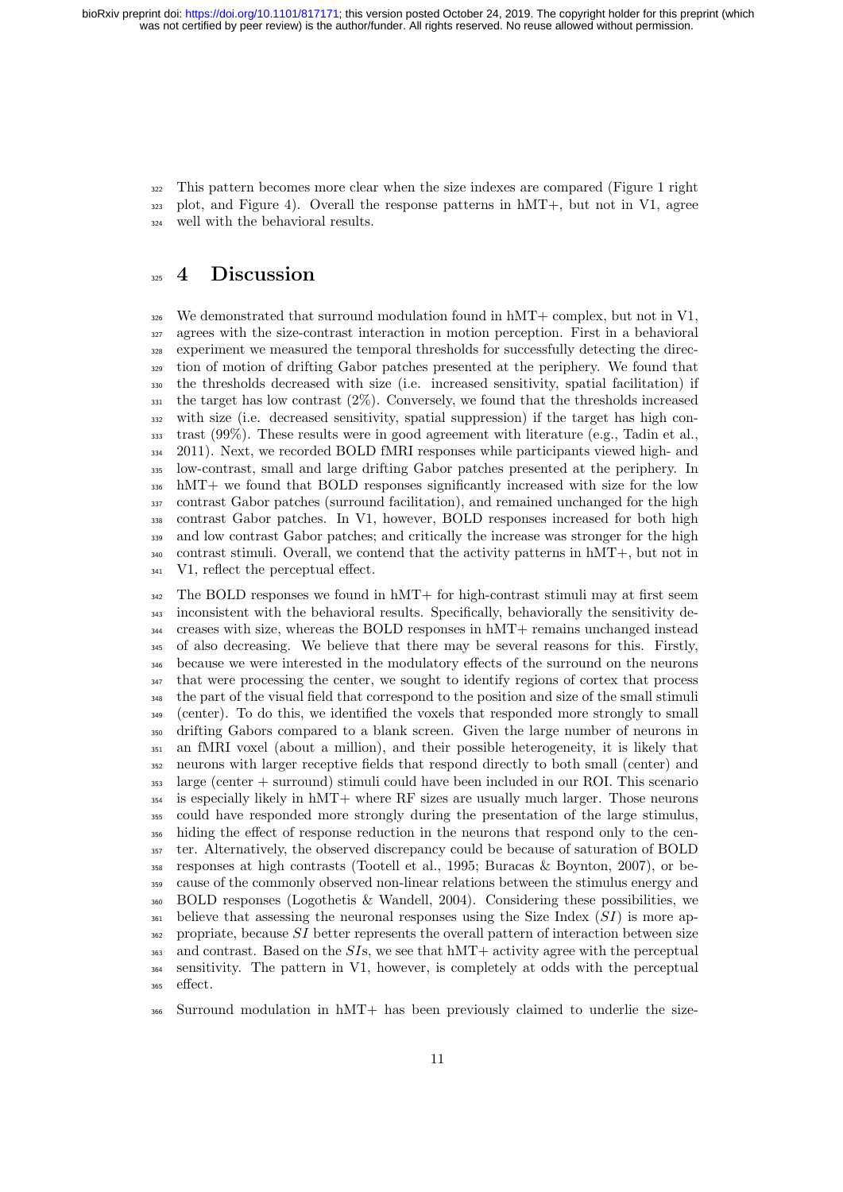This pattern becomes more clear when the size indexes are compared (Figure 1 right plot, and Figure 4). Overall the response patterns in hMT+, but not in V1, agree well with the behavioral results.

# 4 Discussion

We demonstrated that surround modulation found in hMT+ complex, but not in V1, agrees with the size-contrast interaction in motion perception. First in a behavioral experiment we measured the temporal thresholds for successfully detecting the direction of motion of drifting Gabor patches presented at the periphery. We found that the thresholds decreased with size (i.e. increased sensitivity, spatial facilitation) if the target has low contrast (2%). Conversely, we found that the thresholds increased with size (i.e. decreased sensitivity, spatial suppression) if the target has high contrast (99%). These results were in good agreement with literature (e.g., Tadin et al., 2011). Next, we recorded BOLD fMRI responses while participants viewed high- and low-contrast, small and large drifting Gabor patches presented at the periphery. In hMT+ we found that BOLD responses significantly increased with size for the low contrast Gabor patches (surround facilitation), and remained unchanged for the high contrast Gabor patches. In V1, however, BOLD responses increased for both high and low contrast Gabor patches; and critically the increase was stronger for the high contrast stimuli. Overall, we contend that the activity patterns in hMT+, but not in V1, reflect the perceptual effect.

The BOLD responses we found in hMT+ for high-contrast stimuli may at first seem inconsistent with the behavioral results. Specifically, behaviorally the sensitivity decreases with size, whereas the BOLD responses in hMT+ remains unchanged instead of also decreasing. We believe that there may be several reasons for this. Firstly, because we were interested in the modulatory effects of the surround on the neurons that were processing the center, we sought to identify regions of cortex that process the part of the visual field that correspond to the position and size of the small stimuli (center). To do this, we identified the voxels that responded more strongly to small drifting Gabors compared to a blank screen. Given the large number of neurons in an fMRI voxel (about a million), and their possible heterogeneity, it is likely that neurons with larger receptive fields that respond directly to both small (center) and large (center + surround) stimuli could have been included in our ROI. This scenario is especially likely in hMT+ where RF sizes are usually much larger. Those neurons could have responded more strongly during the presentation of the large stimulus, hiding the effect of response reduction in the neurons that respond only to the center. Alternatively, the observed discrepancy could be because of saturation of BOLD responses at high contrasts (Tootell et al., 1995; Buracas & Boynton, 2007), or because of the commonly observed non-linear relations between the stimulus energy and BOLD responses (Logothetis & Wandell, 2004). Considering these possibilities, we believe that assessing the neuronal responses using the Size Index ($SI$) is more appropriate, because $SI$ better represents the overall pattern of interaction between size and contrast. Based on the $SI$s, we see that hMT+ activity agree with the perceptual sensitivity. The pattern in V1, however, is completely at odds with the perceptual effect.

Surround modulation in hMT+ has been previously claimed to underlie the size-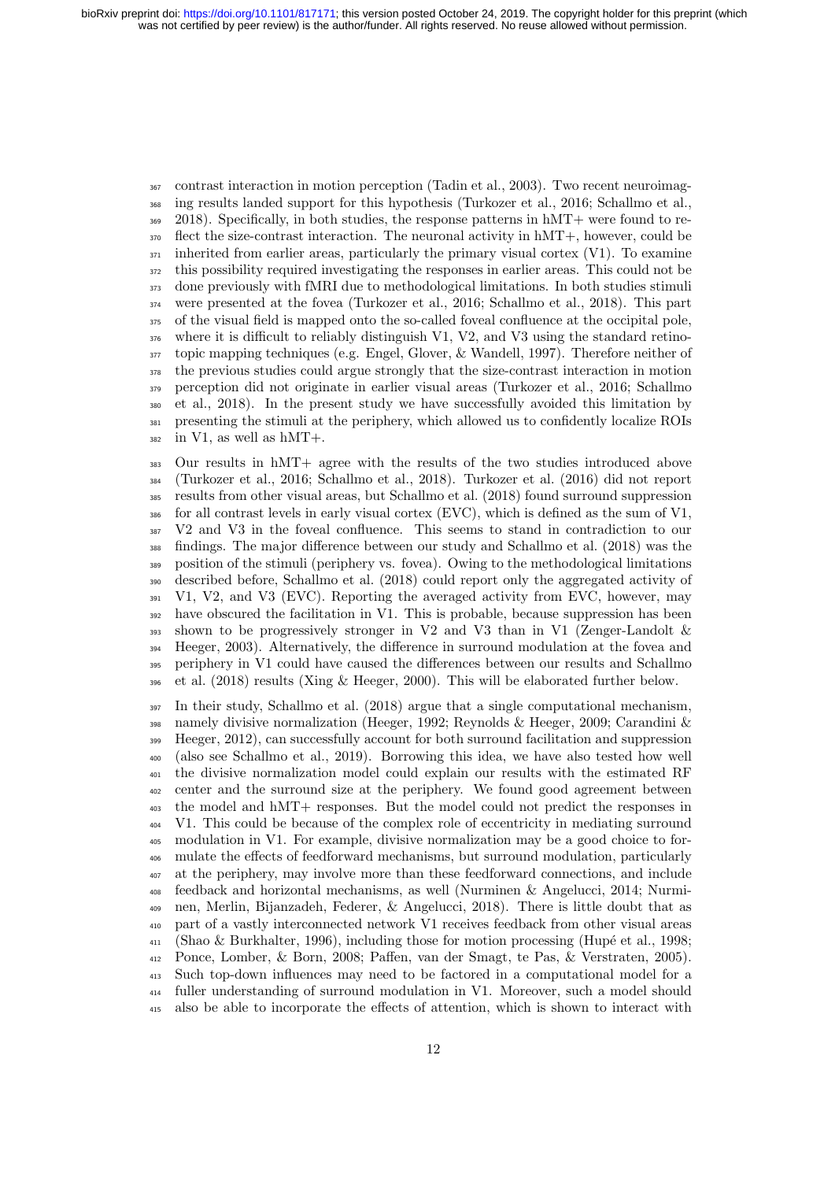contrast interaction in motion perception (Tadin et al., 2003). Two recent neuroimaging results landed support for this hypothesis (Turkozer et al., 2016; Schallmo et al., 2018). Specifically, in both studies, the response patterns in hMT+ were found to reflect the size-contrast interaction. The neuronal activity in hMT+, however, could be inherited from earlier areas, particularly the primary visual cortex (V1). To examine this possibility required investigating the responses in earlier areas. This could not be done previously with fMRI due to methodological limitations. In both studies stimuli were presented at the fovea (Turkozer et al., 2016; Schallmo et al., 2018). This part of the visual field is mapped onto the so-called foveal confluence at the occipital pole, where it is difficult to reliably distinguish V1, V2, and V3 using the standard retinotopic mapping techniques (e.g. Engel, Glover, & Wandell, 1997). Therefore neither of the previous studies could argue strongly that the size-contrast interaction in motion perception did not originate in earlier visual areas (Turkozer et al., 2016; Schallmo et al., 2018). In the present study we have successfully avoided this limitation by presenting the stimuli at the periphery, which allowed us to confidently localize ROIs in V1, as well as hMT+.

Our results in hMT+ agree with the results of the two studies introduced above (Turkozer et al., 2016; Schallmo et al., 2018). Turkozer et al. (2016) did not report results from other visual areas, but Schallmo et al. (2018) found surround suppression for all contrast levels in early visual cortex (EVC), which is defined as the sum of V1, V2 and V3 in the foveal confluence. This seems to stand in contradiction to our findings. The major difference between our study and Schallmo et al. (2018) was the position of the stimuli (periphery vs. fovea). Owing to the methodological limitations described before, Schallmo et al. (2018) could report only the aggregated activity of V1, V2, and V3 (EVC). Reporting the averaged activity from EVC, however, may have obscured the facilitation in V1. This is probable, because suppression has been shown to be progressively stronger in V2 and V3 than in V1 (Zenger-Landolt & Heeger, 2003). Alternatively, the difference in surround modulation at the fovea and periphery in V1 could have caused the differences between our results and Schallmo et al. (2018) results (Xing & Heeger, 2000). This will be elaborated further below.

In their study, Schallmo et al. (2018) argue that a single computational mechanism, namely divisive normalization (Heeger, 1992; Reynolds & Heeger, 2009; Carandini & Heeger, 2012), can successfully account for both surround facilitation and suppression (also see Schallmo et al., 2019). Borrowing this idea, we have also tested how well the divisive normalization model could explain our results with the estimated RF center and the surround size at the periphery. We found good agreement between the model and hMT+ responses. But the model could not predict the responses in V1. This could be because of the complex role of eccentricity in mediating surround modulation in V1. For example, divisive normalization may be a good choice to formulate the effects of feedforward mechanisms, but surround modulation, particularly at the periphery, may involve more than these feedforward connections, and include feedback and horizontal mechanisms, as well (Nurminen & Angelucci, 2014; Nurminen, Merlin, Bijanzadeh, Federer, & Angelucci, 2018). There is little doubt that as part of a vastly interconnected network V1 receives feedback from other visual areas (Shao & Burkhalter, 1996), including those for motion processing (Hupé et al., 1998; Ponce, Lomber, & Born, 2008; Paffen, van der Smagt, te Pas, & Verstraten, 2005). Such top-down influences may need to be factored in a computational model for a fuller understanding of surround modulation in V1. Moreover, such a model should also be able to incorporate the effects of attention, which is shown to interact with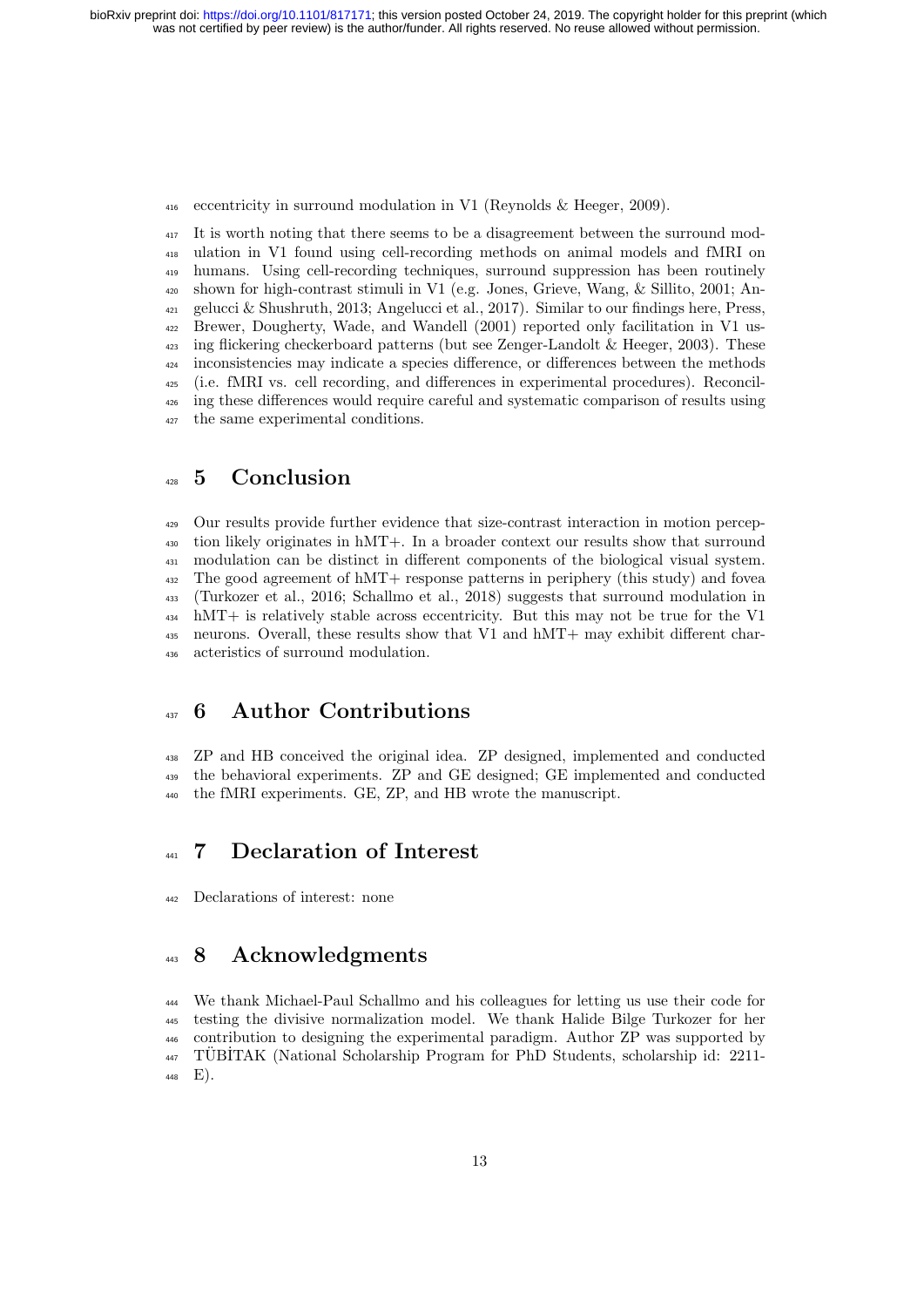eccentricity in surround modulation in V1 (Reynolds & Heeger, 2009).

It is worth noting that there seems to be a disagreement between the surround modulation in V1 found using cell-recording methods on animal models and fMRI on humans. Using cell-recording techniques, surround suppression has been routinely shown for high-contrast stimuli in V1 (e.g. Jones, Grieve, Wang, & Sillito, 2001; Angelucci & Shushruth, 2013; Angelucci et al., 2017). Similar to our findings here, Press, Brewer, Dougherty, Wade, and Wandell (2001) reported only facilitation in V1 using flickering checkerboard patterns (but see Zenger-Landolt & Heeger, 2003). These inconsistencies may indicate a species difference, or differences between the methods (i.e. fMRI vs. cell recording, and differences in experimental procedures). Reconciling these differences would require careful and systematic comparison of results using the same experimental conditions.

# 5 Conclusion

Our results provide further evidence that size-contrast interaction in motion perception likely originates in hMT+. In a broader context our results show that surround modulation can be distinct in different components of the biological visual system. The good agreement of hMT+ response patterns in periphery (this study) and fovea (Turkozer et al., 2016; Schallmo et al., 2018) suggests that surround modulation in hMT+ is relatively stable across eccentricity. But this may not be true for the V1 neurons. Overall, these results show that V1 and hMT+ may exhibit different characteristics of surround modulation.

# 6 Author Contributions

ZP and HB conceived the original idea. ZP designed, implemented and conducted the behavioral experiments. ZP and GE designed; GE implemented and conducted the fMRI experiments. GE, ZP, and HB wrote the manuscript.

# 7 Declaration of Interest

Declarations of interest: none

# 8 Acknowledgments

We thank Michael-Paul Schallmo and his colleagues for letting us use their code for testing the divisive normalization model. We thank Halide Bilge Turkozer for her contribution to designing the experimental paradigm. Author ZP was supported by TÜBİTAK (National Scholarship Program for PhD Students, scholarship id: 2211-E).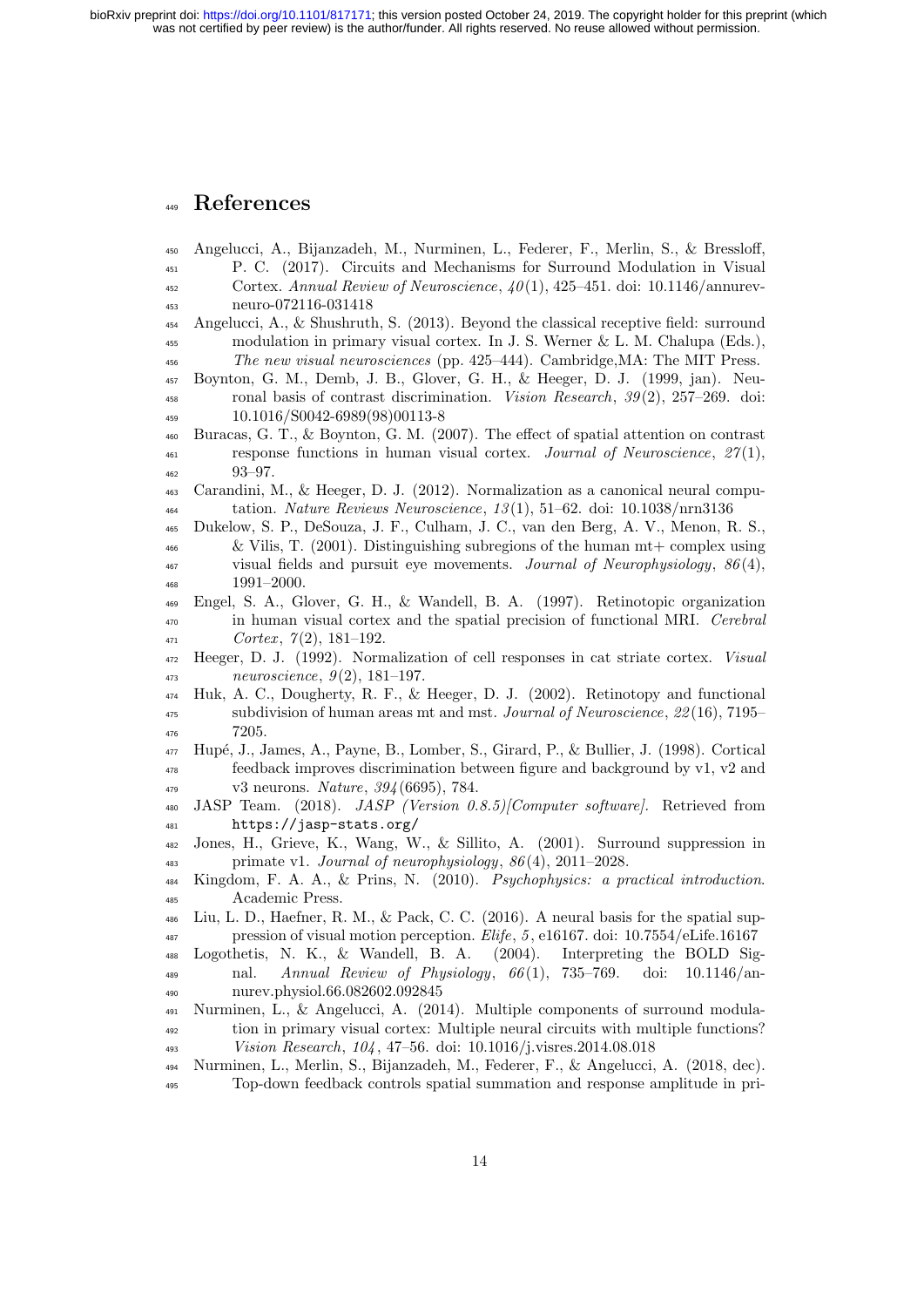# References

Angelucci, A., Bijanzadeh, M., Nurminen, L., Federer, F., Merlin, S., & Bressloff, P. C. (2017). Circuits and Mechanisms for Surround Modulation in Visual Cortex. *Annual Review of Neuroscience*, *40*(1), 425–451. doi: 10.1146/annurev-neuro-072116-031418

Angelucci, A., & Shushruth, S. (2013). Beyond the classical receptive field: surround modulation in primary visual cortex. In J. S. Werner & L. M. Chalupa (Eds.), *The new visual neurosciences* (pp. 425–444). Cambridge,MA: The MIT Press.

Boynton, G. M., Demb, J. B., Glover, G. H., & Heeger, D. J. (1999, jan). Neuronal basis of contrast discrimination. *Vision Research*, *39*(2), 257–269. doi: 10.1016/S0042-6989(98)00113-8

Buracas, G. T., & Boynton, G. M. (2007). The effect of spatial attention on contrast response functions in human visual cortex. *Journal of Neuroscience*, *27*(1), 93–97.

Carandini, M., & Heeger, D. J. (2012). Normalization as a canonical neural computation. *Nature Reviews Neuroscience*, *13*(1), 51–62. doi: 10.1038/nrn3136

Dukelow, S. P., DeSouza, J. F., Culham, J. C., van den Berg, A. V., Menon, R. S., & Vilis, T. (2001). Distinguishing subregions of the human mt+ complex using visual fields and pursuit eye movements. *Journal of Neurophysiology*, *86*(4), 1991–2000.

Engel, S. A., Glover, G. H., & Wandell, B. A. (1997). Retinotopic organization in human visual cortex and the spatial precision of functional MRI. *Cerebral Cortex*, *7*(2), 181–192.

Heeger, D. J. (1992). Normalization of cell responses in cat striate cortex. *Visual neuroscience*, *9*(2), 181–197.

Huk, A. C., Dougherty, R. F., & Heeger, D. J. (2002). Retinotopy and functional subdivision of human areas mt and mst. *Journal of Neuroscience*, *22*(16), 7195–7205.

Hupé, J., James, A., Payne, B., Lomber, S., Girard, P., & Bullier, J. (1998). Cortical feedback improves discrimination between figure and background by v1, v2 and v3 neurons. *Nature*, *394*(6695), 784.

JASP Team. (2018). *JASP (Version 0.8.5)[Computer software].* Retrieved from `https://jasp-stats.org/`

Jones, H., Grieve, K., Wang, W., & Sillito, A. (2001). Surround suppression in primate v1. *Journal of neurophysiology*, *86*(4), 2011–2028.

Kingdom, F. A. A., & Prins, N. (2010). *Psychophysics: a practical introduction.* Academic Press.

Liu, L. D., Haefner, R. M., & Pack, C. C. (2016). A neural basis for the spatial suppression of visual motion perception. *Elife*, *5*, e16167. doi: 10.7554/eLife.16167

Logothetis, N. K., & Wandell, B. A. (2004). Interpreting the BOLD Signal. *Annual Review of Physiology*, *66*(1), 735–769. doi: 10.1146/annurev.physiol.66.082602.092845

Nurminen, L., & Angelucci, A. (2014). Multiple components of surround modulation in primary visual cortex: Multiple neural circuits with multiple functions? *Vision Research*, *104*, 47–56. doi: 10.1016/j.visres.2014.08.018

Nurminen, L., Merlin, S., Bijanzadeh, M., Federer, F., & Angelucci, A. (2018, dec). Top-down feedback controls spatial summation and response amplitude in pri-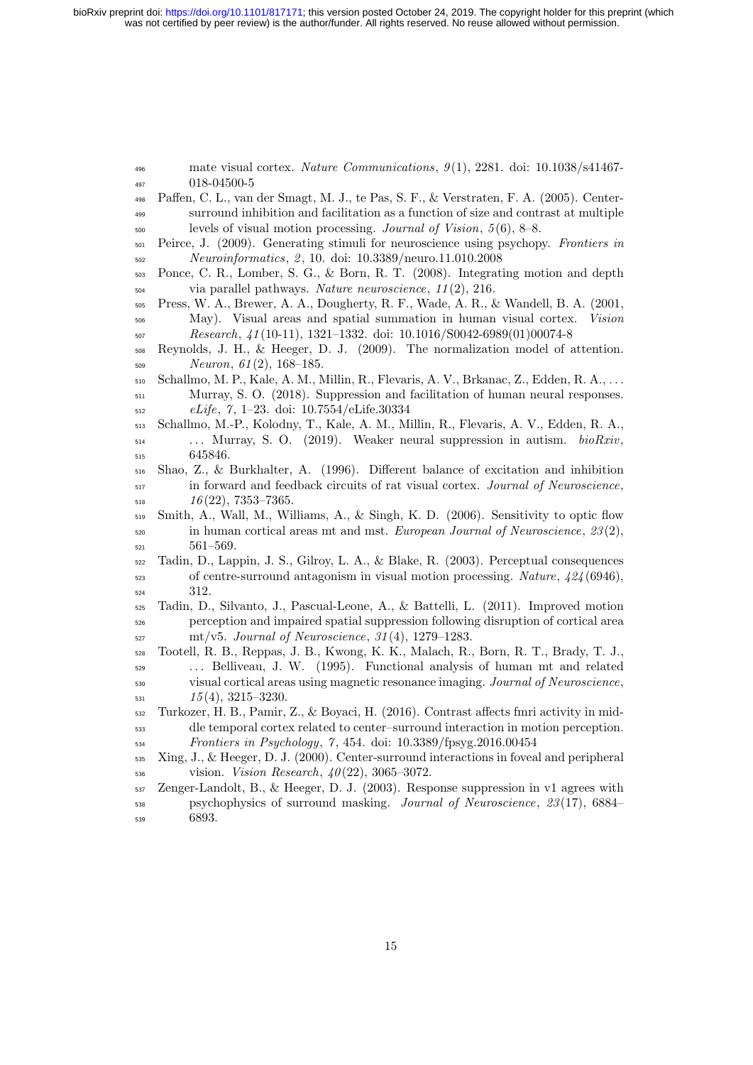mate visual cortex. *Nature Communications*, *9*(1), 2281. doi: 10.1038/s41467-018-04500-5

Paffen, C. L., van der Smagt, M. J., te Pas, S. F., & Verstraten, F. A. (2005). Center-surround inhibition and facilitation as a function of size and contrast at multiple levels of visual motion processing. *Journal of Vision*, *5*(6), 8–8.

Peirce, J. (2009). Generating stimuli for neuroscience using psychopy. *Frontiers in Neuroinformatics*, *2*, 10. doi: 10.3389/neuro.11.010.2008

Ponce, C. R., Lomber, S. G., & Born, R. T. (2008). Integrating motion and depth via parallel pathways. *Nature neuroscience*, *11*(2), 216.

Press, W. A., Brewer, A. A., Dougherty, R. F., Wade, A. R., & Wandell, B. A. (2001, May). Visual areas and spatial summation in human visual cortex. *Vision Research*, *41*(10-11), 1321–1332. doi: 10.1016/S0042-6989(01)00074-8

Reynolds, J. H., & Heeger, D. J. (2009). The normalization model of attention. *Neuron*, *61*(2), 168–185.

Schallmo, M. P., Kale, A. M., Millin, R., Flevaris, A. V., Brkanac, Z., Edden, R. A., ... Murray, S. O. (2018). Suppression and facilitation of human neural responses. *eLife*, *7*, 1–23. doi: 10.7554/eLife.30334

Schallmo, M.-P., Kolodny, T., Kale, A. M., Millin, R., Flevaris, A. V., Edden, R. A., ... Murray, S. O. (2019). Weaker neural suppression in autism. *bioRxiv*, 645846.

Shao, Z., & Burkhalter, A. (1996). Different balance of excitation and inhibition in forward and feedback circuits of rat visual cortex. *Journal of Neuroscience*, *16*(22), 7353–7365.

Smith, A., Wall, M., Williams, A., & Singh, K. D. (2006). Sensitivity to optic flow in human cortical areas mt and mst. *European Journal of Neuroscience*, *23*(2), 561–569.

Tadin, D., Lappin, J. S., Gilroy, L. A., & Blake, R. (2003). Perceptual consequences of centre-surround antagonism in visual motion processing. *Nature*, *424*(6946), 312.

Tadin, D., Silvanto, J., Pascual-Leone, A., & Battelli, L. (2011). Improved motion perception and impaired spatial suppression following disruption of cortical area mt/v5. *Journal of Neuroscience*, *31*(4), 1279–1283.

Tootell, R. B., Reppas, J. B., Kwong, K. K., Malach, R., Born, R. T., Brady, T. J., ... Belliveau, J. W. (1995). Functional analysis of human mt and related visual cortical areas using magnetic resonance imaging. *Journal of Neuroscience*, *15*(4), 3215–3230.

Turkozer, H. B., Pamir, Z., & Boyaci, H. (2016). Contrast affects fmri activity in middle temporal cortex related to center–surround interaction in motion perception. *Frontiers in Psychology*, *7*, 454. doi: 10.3389/fpsyg.2016.00454

Xing, J., & Heeger, D. J. (2000). Center-surround interactions in foveal and peripheral vision. *Vision Research*, *40*(22), 3065–3072.

Zenger-Landolt, B., & Heeger, D. J. (2003). Response suppression in v1 agrees with psychophysics of surround masking. *Journal of Neuroscience*, *23*(17), 6884–6893.